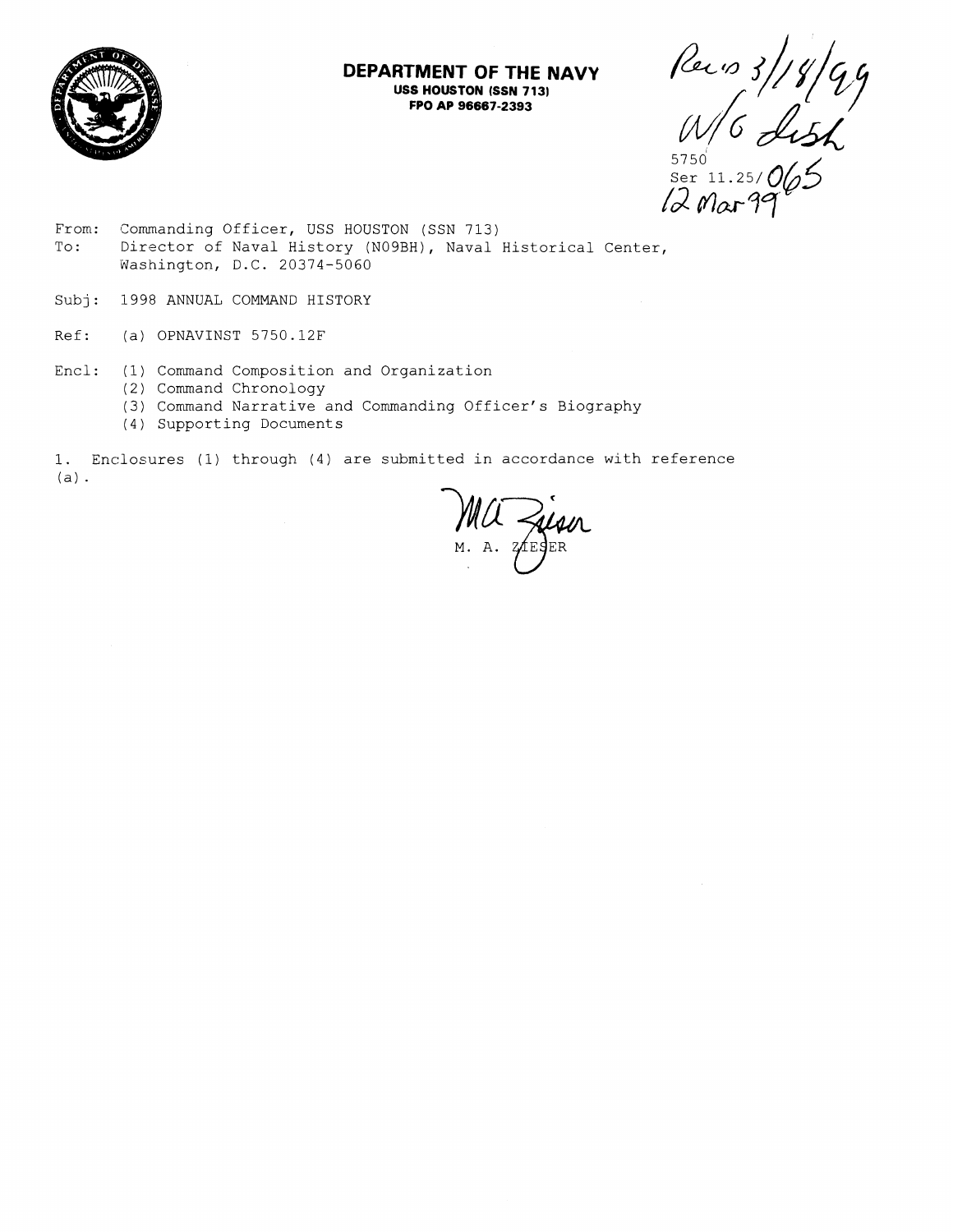**DEPARTMENT OF THE NAVY**
**USS HOUSTON (SSN 713)**
**FPO AP 96667-2393**

Recd 3/18/99
W/6 Dish

5750
Ser 11.25/065
12 Mar 99

From: Commanding Officer, USS HOUSTON (SSN 713)
To: Director of Naval History (N09BH), Naval Historical Center, Washington, D.C. 20374-5060

Subj: 1998 ANNUAL COMMAND HISTORY

Ref: (a) OPNAVINST 5750.12F

Encl: (1) Command Composition and Organization
(2) Command Chronology
(3) Command Narrative and Commanding Officer's Biography
(4) Supporting Documents

1. Enclosures (1) through (4) are submitted in accordance with reference (a).

M. A. ZIESER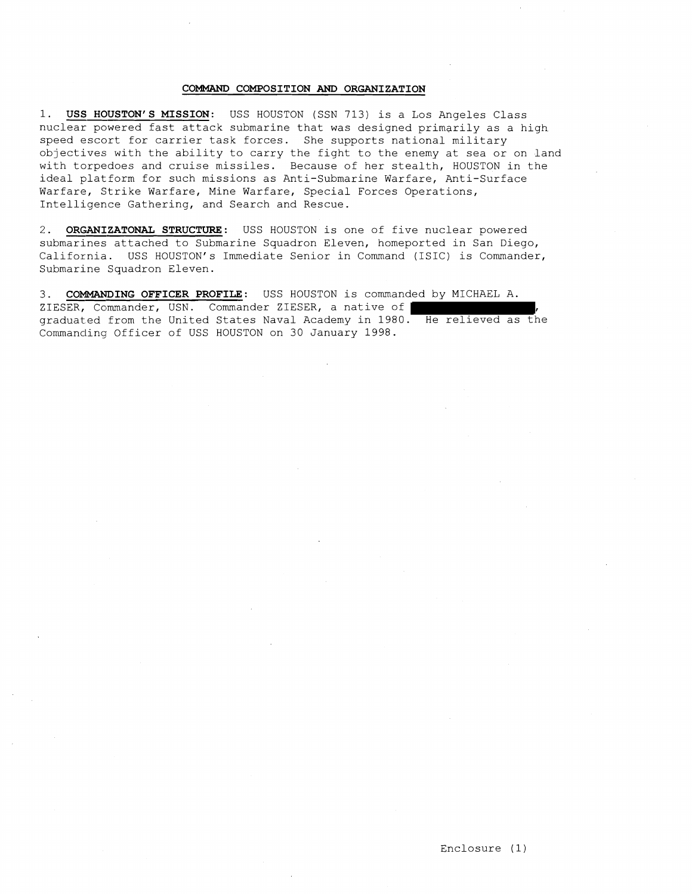## COMMAND COMPOSITION AND ORGANIZATION

1. **USS HOUSTON'S MISSION**: USS HOUSTON (SSN 713) is a Los Angeles Class nuclear powered fast attack submarine that was designed primarily as a high speed escort for carrier task forces. She supports national military objectives with the ability to carry the fight to the enemy at sea or on land with torpedoes and cruise missiles. Because of her stealth, HOUSTON in the ideal platform for such missions as Anti-Submarine Warfare, Anti-Surface Warfare, Strike Warfare, Mine Warfare, Special Forces Operations, Intelligence Gathering, and Search and Rescue.

2. **ORGANIZATONAL STRUCTURE**: USS HOUSTON is one of five nuclear powered submarines attached to Submarine Squadron Eleven, homeported in San Diego, California. USS HOUSTON's Immediate Senior in Command (ISIC) is Commander, Submarine Squadron Eleven.

3. **COMMANDING OFFICER PROFILE**: USS HOUSTON is commanded by MICHAEL A. ZIESER, Commander, USN. Commander ZIESER, a native of [REDACTED], graduated from the United States Naval Academy in 1980. He relieved as the Commanding Officer of USS HOUSTON on 30 January 1998.

Enclosure (1)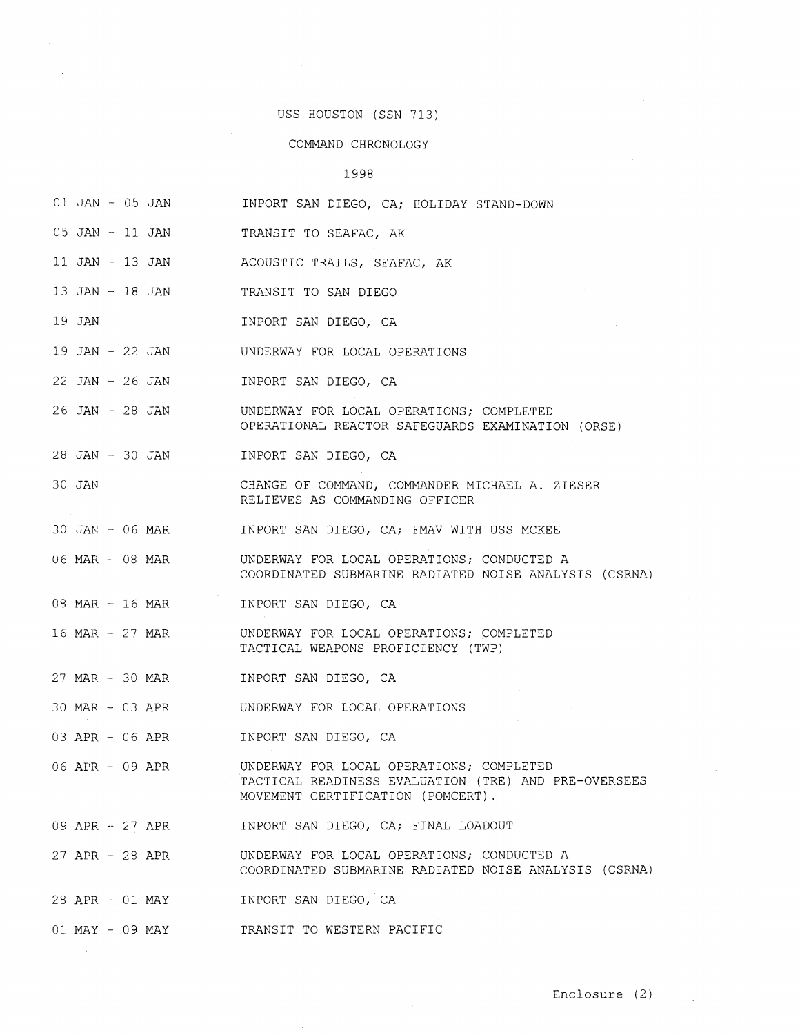# USS HOUSTON (SSN 713)

## COMMAND CHRONOLOGY

### 1998

| | |
|---|---|
| 01 JAN - 05 JAN | INPORT SAN DIEGO, CA; HOLIDAY STAND-DOWN |
| 05 JAN - 11 JAN | TRANSIT TO SEAFAC, AK |
| 11 JAN - 13 JAN | ACOUSTIC TRAILS, SEAFAC, AK |
| 13 JAN - 18 JAN | TRANSIT TO SAN DIEGO |
| 19 JAN | INPORT SAN DIEGO, CA |
| 19 JAN - 22 JAN | UNDERWAY FOR LOCAL OPERATIONS |
| 22 JAN - 26 JAN | INPORT SAN DIEGO, CA |
| 26 JAN - 28 JAN | UNDERWAY FOR LOCAL OPERATIONS; COMPLETED OPERATIONAL REACTOR SAFEGUARDS EXAMINATION (ORSE) |
| 28 JAN - 30 JAN | INPORT SAN DIEGO, CA |
| 30 JAN | CHANGE OF COMMAND, COMMANDER MICHAEL A. ZIESER RELIEVES AS COMMANDING OFFICER |
| 30 JAN - 06 MAR | INPORT SAN DIEGO, CA; FMAV WITH USS MCKEE |
| 06 MAR - 08 MAR | UNDERWAY FOR LOCAL OPERATIONS; CONDUCTED A COORDINATED SUBMARINE RADIATED NOISE ANALYSIS (CSRNA) |
| 08 MAR - 16 MAR | INPORT SAN DIEGO, CA |
| 16 MAR - 27 MAR | UNDERWAY FOR LOCAL OPERATIONS; COMPLETED TACTICAL WEAPONS PROFICIENCY (TWP) |
| 27 MAR - 30 MAR | INPORT SAN DIEGO, CA |
| 30 MAR - 03 APR | UNDERWAY FOR LOCAL OPERATIONS |
| 03 APR - 06 APR | INPORT SAN DIEGO, CA |
| 06 APR - 09 APR | UNDERWAY FOR LOCAL OPERATIONS; COMPLETED TACTICAL READINESS EVALUATION (TRE) AND PRE-OVERSEES MOVEMENT CERTIFICATION (POMCERT). |
| 09 APR - 27 APR | INPORT SAN DIEGO, CA; FINAL LOADOUT |
| 27 APR - 28 APR | UNDERWAY FOR LOCAL OPERATIONS; CONDUCTED A COORDINATED SUBMARINE RADIATED NOISE ANALYSIS (CSRNA) |
| 28 APR - 01 MAY | INPORT SAN DIEGO, CA |
| 01 MAY - 09 MAY | TRANSIT TO WESTERN PACIFIC |

Enclosure (2)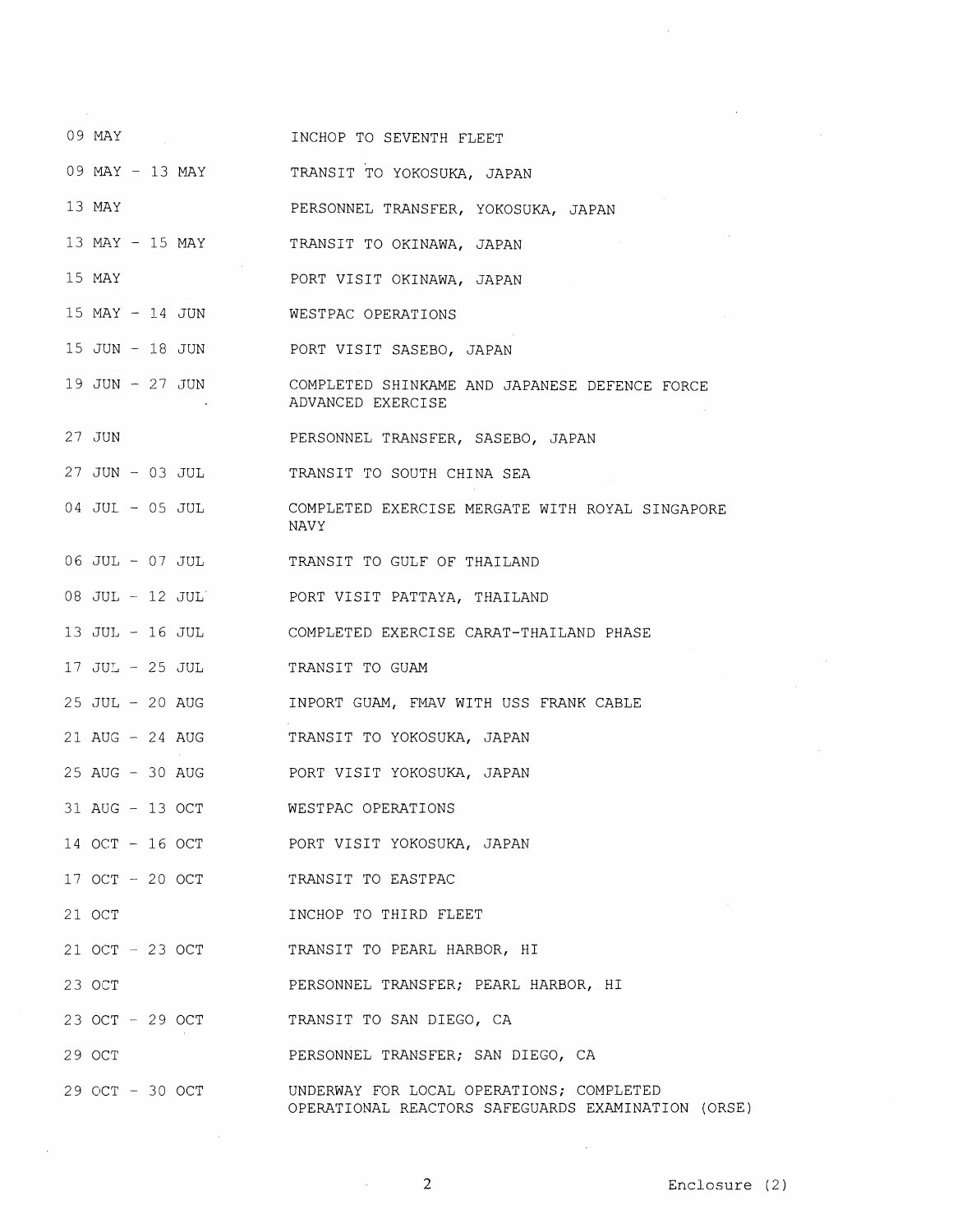| | |
|---|---|
| 09 MAY | INCHOP TO SEVENTH FLEET |
| 09 MAY - 13 MAY | TRANSIT TO YOKOSUKA, JAPAN |
| 13 MAY | PERSONNEL TRANSFER, YOKOSUKA, JAPAN |
| 13 MAY - 15 MAY | TRANSIT TO OKINAWA, JAPAN |
| 15 MAY | PORT VISIT OKINAWA, JAPAN |
| 15 MAY - 14 JUN | WESTPAC OPERATIONS |
| 15 JUN - 18 JUN | PORT VISIT SASEBO, JAPAN |
| 19 JUN - 27 JUN | COMPLETED SHINKAME AND JAPANESE DEFENCE FORCE ADVANCED EXERCISE |
| 27 JUN | PERSONNEL TRANSFER, SASEBO, JAPAN |
| 27 JUN - 03 JUL | TRANSIT TO SOUTH CHINA SEA |
| 04 JUL - 05 JUL | COMPLETED EXERCISE MERGATE WITH ROYAL SINGAPORE NAVY |
| 06 JUL - 07 JUL | TRANSIT TO GULF OF THAILAND |
| 08 JUL - 12 JUL | PORT VISIT PATTAYA, THAILAND |
| 13 JUL - 16 JUL | COMPLETED EXERCISE CARAT-THAILAND PHASE |
| 17 JUL - 25 JUL | TRANSIT TO GUAM |
| 25 JUL - 20 AUG | INPORT GUAM, FMAV WITH USS FRANK CABLE |
| 21 AUG - 24 AUG | TRANSIT TO YOKOSUKA, JAPAN |
| 25 AUG - 30 AUG | PORT VISIT YOKOSUKA, JAPAN |
| 31 AUG - 13 OCT | WESTPAC OPERATIONS |
| 14 OCT - 16 OCT | PORT VISIT YOKOSUKA, JAPAN |
| 17 OCT - 20 OCT | TRANSIT TO EASTPAC |
| 21 OCT | INCHOP TO THIRD FLEET |
| 21 OCT - 23 OCT | TRANSIT TO PEARL HARBOR, HI |
| 23 OCT | PERSONNEL TRANSFER; PEARL HARBOR, HI |
| 23 OCT - 29 OCT | TRANSIT TO SAN DIEGO, CA |
| 29 OCT | PERSONNEL TRANSFER; SAN DIEGO, CA |
| 29 OCT - 30 OCT | UNDERWAY FOR LOCAL OPERATIONS; COMPLETED OPERATIONAL REACTORS SAFEGUARDS EXAMINATION (ORSE) |

Enclosure (2)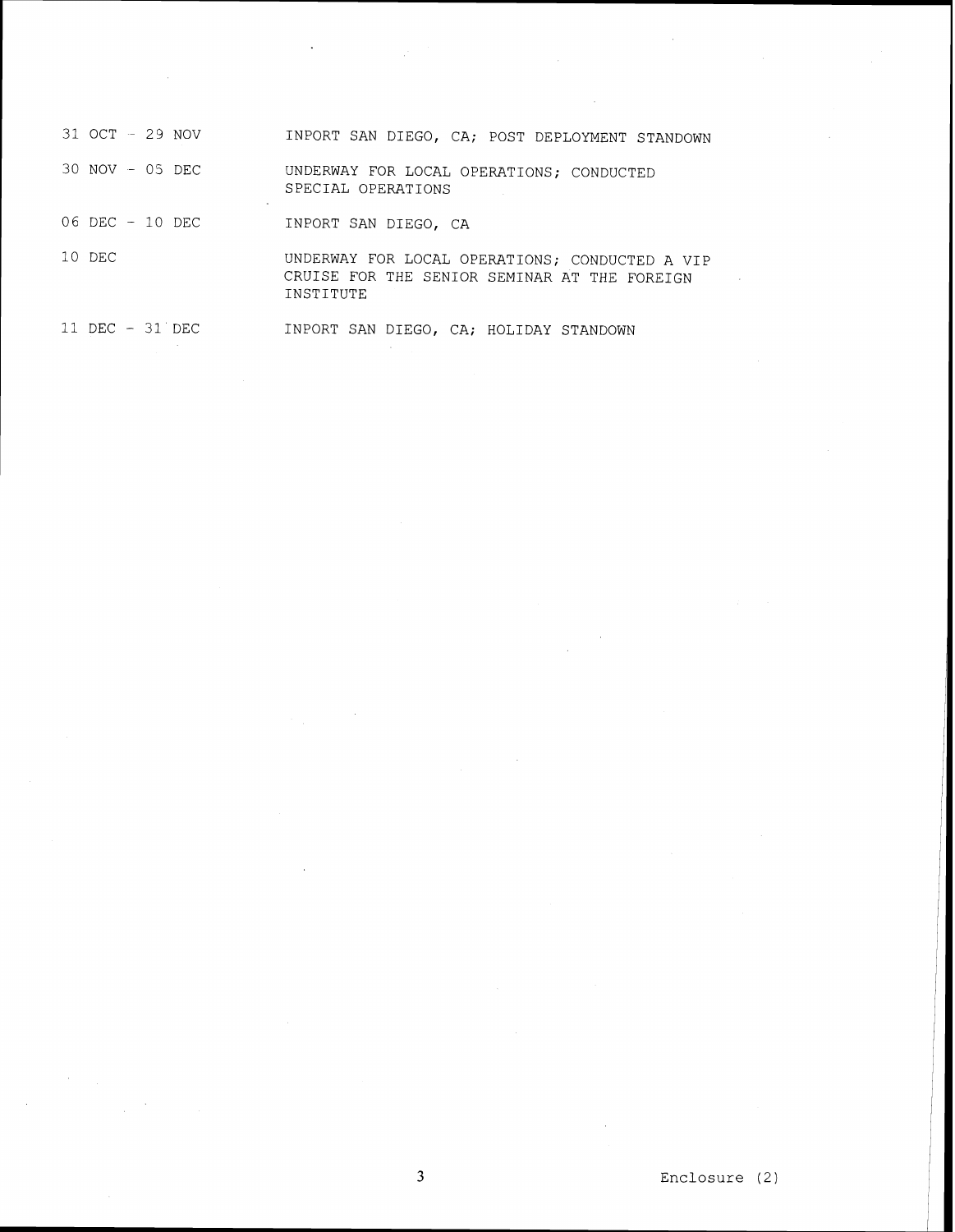| | |
|---|---|
| 31 OCT - 29 NOV | INPORT SAN DIEGO, CA; POST DEPLOYMENT STANDOWN |
| 30 NOV - 05 DEC | UNDERWAY FOR LOCAL OPERATIONS; CONDUCTED SPECIAL OPERATIONS |
| 06 DEC - 10 DEC | INPORT SAN DIEGO, CA |
| 10 DEC | UNDERWAY FOR LOCAL OPERATIONS; CONDUCTED A VIP CRUISE FOR THE SENIOR SEMINAR AT THE FOREIGN INSTITUTE |
| 11 DEC - 31 DEC | INPORT SAN DIEGO, CA; HOLIDAY STANDOWN |

Enclosure (2)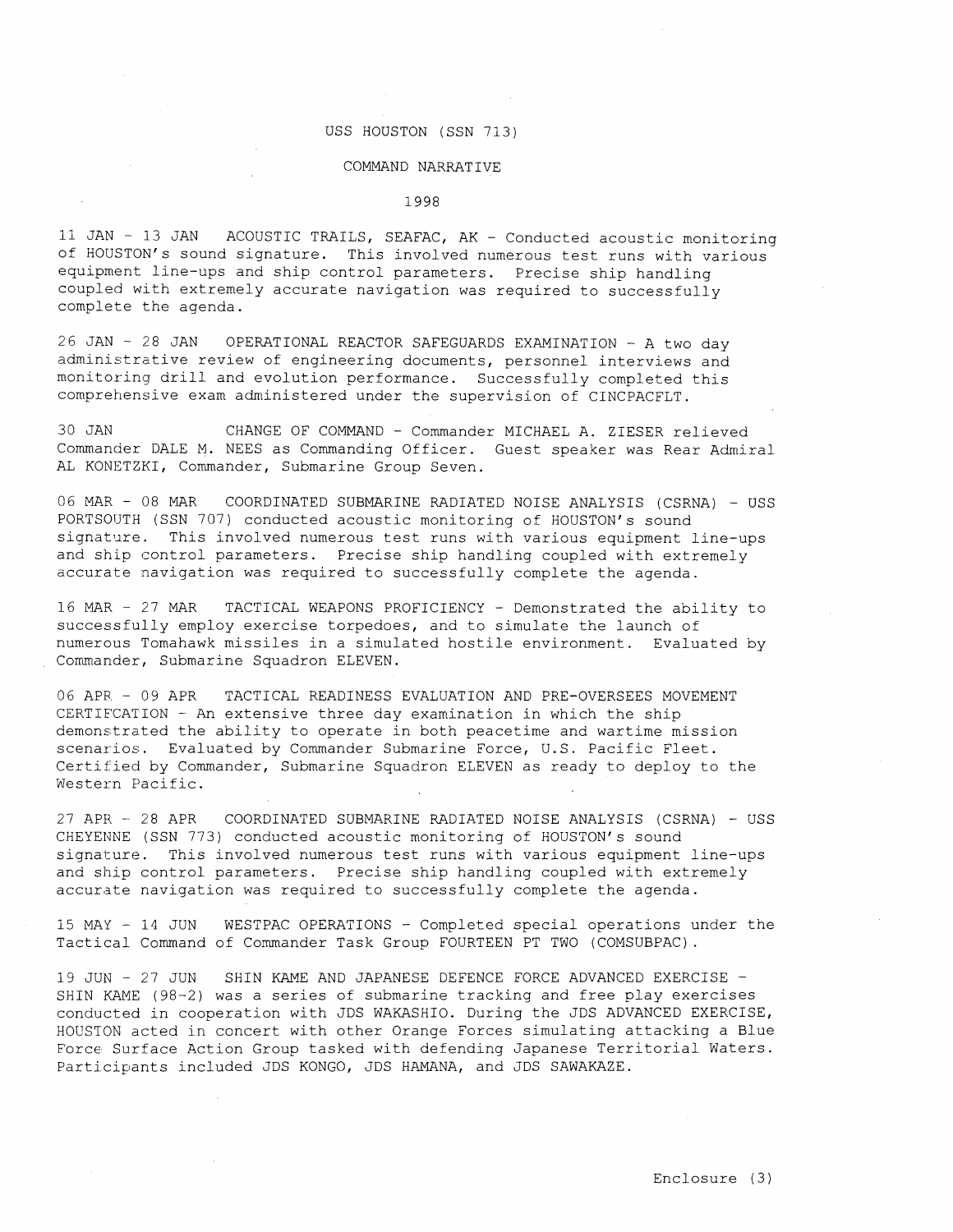USS HOUSTON (SSN 713)

COMMAND NARRATIVE

1998

11 JAN - 13 JAN ACOUSTIC TRAILS, SEAFAC, AK - Conducted acoustic monitoring of HOUSTON's sound signature. This involved numerous test runs with various equipment line-ups and ship control parameters. Precise ship handling coupled with extremely accurate navigation was required to successfully complete the agenda.

26 JAN - 28 JAN OPERATIONAL REACTOR SAFEGUARDS EXAMINATION - A two day administrative review of engineering documents, personnel interviews and monitoring drill and evolution performance. Successfully completed this comprehensive exam administered under the supervision of CINCPACFLT.

30 JAN CHANGE OF COMMAND - Commander MICHAEL A. ZIESER relieved Commander DALE M. NEES as Commanding Officer. Guest speaker was Rear Admiral AL KONETZKI, Commander, Submarine Group Seven.

06 MAR - 08 MAR COORDINATED SUBMARINE RADIATED NOISE ANALYSIS (CSRNA) - USS PORTSOUTH (SSN 707) conducted acoustic monitoring of HOUSTON's sound signature. This involved numerous test runs with various equipment line-ups and ship control parameters. Precise ship handling coupled with extremely accurate navigation was required to successfully complete the agenda.

16 MAR - 27 MAR TACTICAL WEAPONS PROFICIENCY - Demonstrated the ability to successfully employ exercise torpedoes, and to simulate the launch of numerous Tomahawk missiles in a simulated hostile environment. Evaluated by Commander, Submarine Squadron ELEVEN.

06 APR - 09 APR TACTICAL READINESS EVALUATION AND PRE-OVERSEES MOVEMENT CERTIFCATION - An extensive three day examination in which the ship demonstrated the ability to operate in both peacetime and wartime mission scenarios. Evaluated by Commander Submarine Force, U.S. Pacific Fleet. Certified by Commander, Submarine Squadron ELEVEN as ready to deploy to the Western Pacific.

27 APR - 28 APR COORDINATED SUBMARINE RADIATED NOISE ANALYSIS (CSRNA) - USS CHEYENNE (SSN 773) conducted acoustic monitoring of HOUSTON's sound signature. This involved numerous test runs with various equipment line-ups and ship control parameters. Precise ship handling coupled with extremely accurate navigation was required to successfully complete the agenda.

15 MAY - 14 JUN WESTPAC OPERATIONS - Completed special operations under the Tactical Command of Commander Task Group FOURTEEN PT TWO (COMSUBPAC).

19 JUN - 27 JUN SHIN KAME AND JAPANESE DEFENCE FORCE ADVANCED EXERCISE - SHIN KAME (98-2) was a series of submarine tracking and free play exercises conducted in cooperation with JDS WAKASHIO. During the JDS ADVANCED EXERCISE, HOUSTON acted in concert with other Orange Forces simulating attacking a Blue Force Surface Action Group tasked with defending Japanese Territorial Waters. Participants included JDS KONGO, JDS HAMANA, and JDS SAWAKAZE.

Enclosure (3)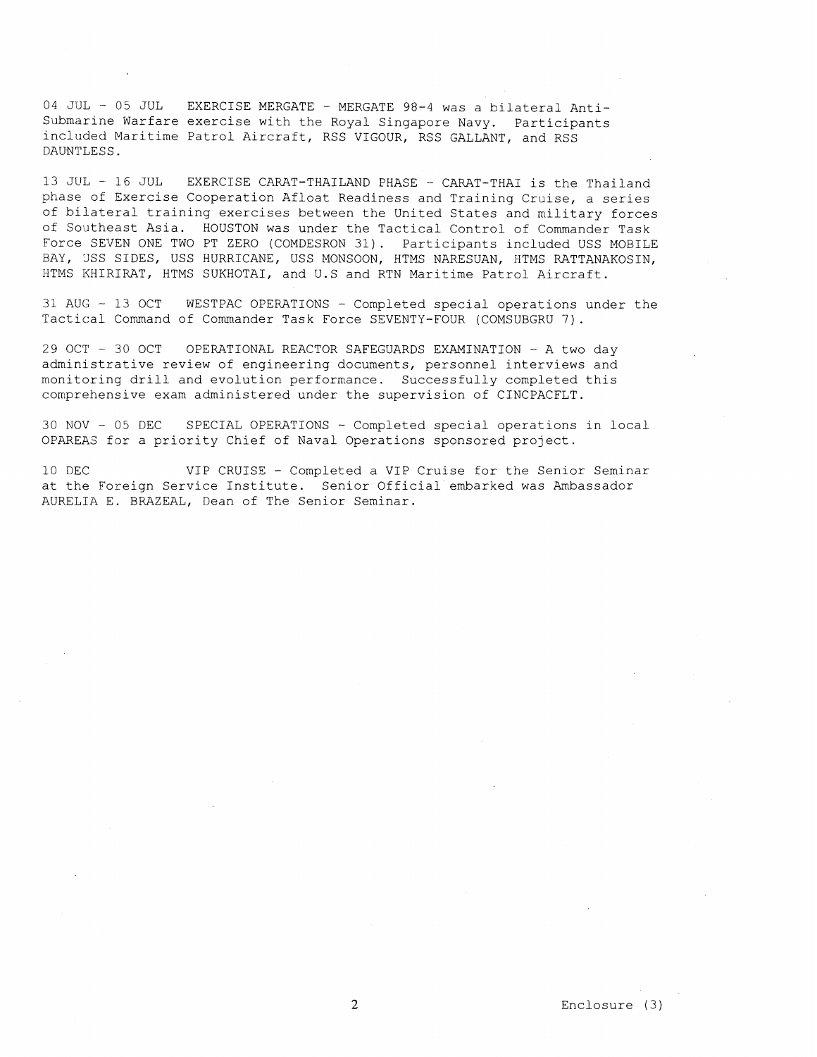04 JUL - 05 JUL EXERCISE MERGATE - MERGATE 98-4 was a bilateral Anti-Submarine Warfare exercise with the Royal Singapore Navy. Participants included Maritime Patrol Aircraft, RSS VIGOUR, RSS GALLANT, and RSS DAUNTLESS.

13 JUL - 16 JUL EXERCISE CARAT-THAILAND PHASE - CARAT-THAI is the Thailand phase of Exercise Cooperation Afloat Readiness and Training Cruise, a series of bilateral training exercises between the United States and military forces of Southeast Asia. HOUSTON was under the Tactical Control of Commander Task Force SEVEN ONE TWO PT ZERO (COMDESRON 31). Participants included USS MOBILE BAY, USS SIDES, USS HURRICANE, USS MONSOON, HTMS NARESUAN, HTMS RATTANAKOSIN, HTMS KHIRIRAT, HTMS SUKHOTAI, and U.S and RTN Maritime Patrol Aircraft.

31 AUG - 13 OCT WESTPAC OPERATIONS - Completed special operations under the Tactical Command of Commander Task Force SEVENTY-FOUR (COMSUBGRU 7).

29 OCT - 30 OCT OPERATIONAL REACTOR SAFEGUARDS EXAMINATION - A two day administrative review of engineering documents, personnel interviews and monitoring drill and evolution performance. Successfully completed this comprehensive exam administered under the supervision of CINCPACFLT.

30 NOV - 05 DEC SPECIAL OPERATIONS - Completed special operations in local OPAREAS for a priority Chief of Naval Operations sponsored project.

10 DEC VIP CRUISE - Completed a VIP Cruise for the Senior Seminar at the Foreign Service Institute. Senior Official embarked was Ambassador AURELIA E. BRAZEAL, Dean of The Senior Seminar.

Enclosure (3)